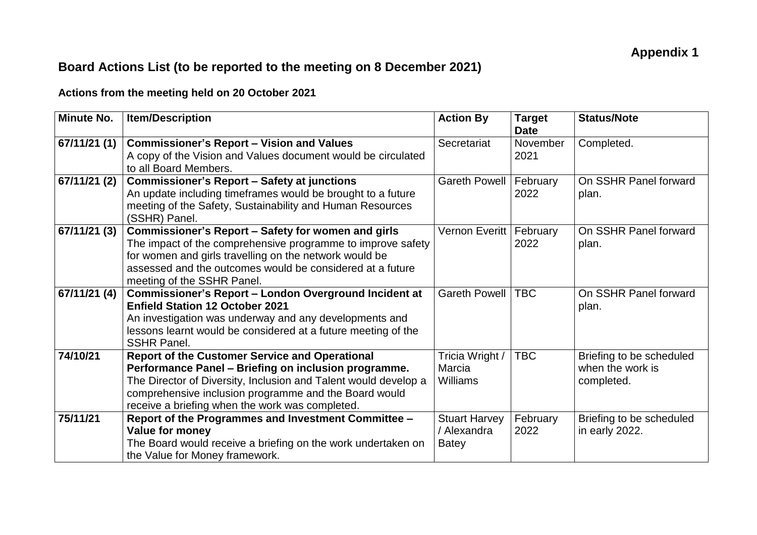**Appendix 1**

# Board Actions List (to be reported to the meeting on 8 December 2021)

## Actions from the meeting held on 20 October 2021

| Minute No. | Item/Description | Action By | Target Date | Status/Note |
|---|---|---|---|---|
| 67/11/21 (1) | **Commissioner's Report – Vision and Values**<br>A copy of the Vision and Values document would be circulated to all Board Members. | Secretariat | November 2021 | Completed. |
| 67/11/21 (2) | **Commissioner's Report – Safety at junctions**<br>An update including timeframes would be brought to a future meeting of the Safety, Sustainability and Human Resources (SSHR) Panel. | Gareth Powell | February 2022 | On SSHR Panel forward plan. |
| 67/11/21 (3) | **Commissioner's Report – Safety for women and girls**<br>The impact of the comprehensive programme to improve safety for women and girls travelling on the network would be assessed and the outcomes would be considered at a future meeting of the SSHR Panel. | Vernon Everitt | February 2022 | On SSHR Panel forward plan. |
| 67/11/21 (4) | **Commissioner's Report – London Overground Incident at Enfield Station 12 October 2021**<br>An investigation was underway and any developments and lessons learnt would be considered at a future meeting of the SSHR Panel. | Gareth Powell | TBC | On SSHR Panel forward plan. |
| 74/10/21 | **Report of the Customer Service and Operational Performance Panel – Briefing on inclusion programme.**<br>The Director of Diversity, Inclusion and Talent would develop a comprehensive inclusion programme and the Board would receive a briefing when the work was completed. | Tricia Wright / Marcia Williams | TBC | Briefing to be scheduled when the work is completed. |
| 75/11/21 | **Report of the Programmes and Investment Committee – Value for money**<br>The Board would receive a briefing on the work undertaken on the Value for Money framework. | Stuart Harvey / Alexandra Batey | February 2022 | Briefing to be scheduled in early 2022. |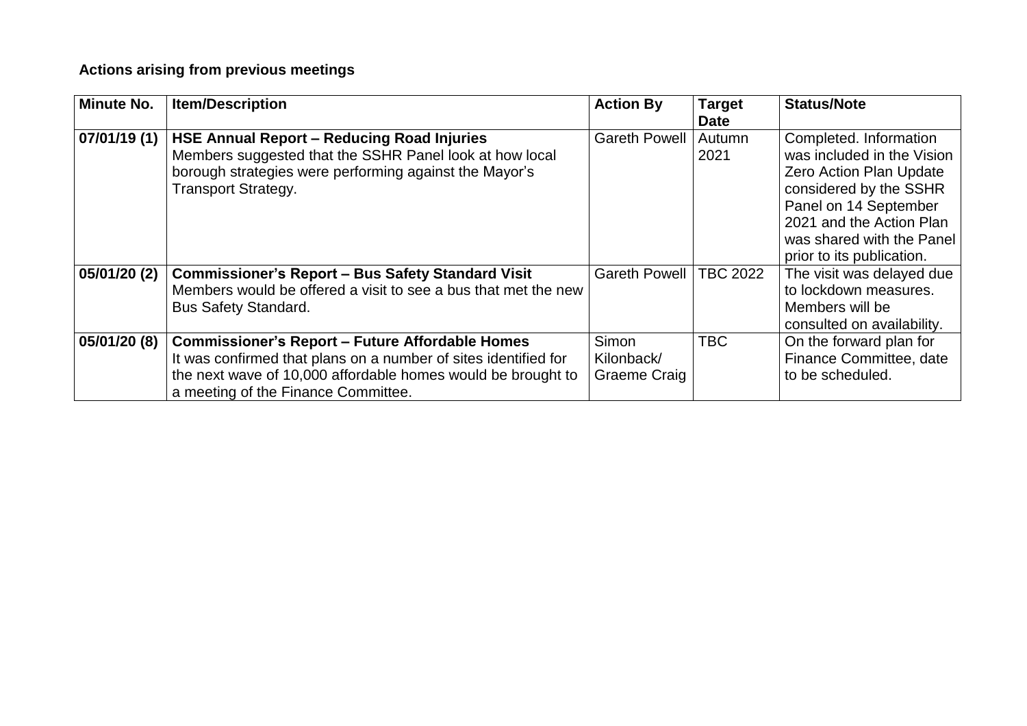**Actions arising from previous meetings**

| Minute No. | Item/Description | Action By | Target Date | Status/Note |
|---|---|---|---|---|
| **07/01/19 (1)** | **HSE Annual Report – Reducing Road Injuries** Members suggested that the SSHR Panel look at how local borough strategies were performing against the Mayor's Transport Strategy. | Gareth Powell | Autumn 2021 | Completed. Information was included in the Vision Zero Action Plan Update considered by the SSHR Panel on 14 September 2021 and the Action Plan was shared with the Panel prior to its publication. |
| **05/01/20 (2)** | **Commissioner's Report – Bus Safety Standard Visit** Members would be offered a visit to see a bus that met the new Bus Safety Standard. | Gareth Powell | TBC 2022 | The visit was delayed due to lockdown measures. Members will be consulted on availability. |
| **05/01/20 (8)** | **Commissioner's Report – Future Affordable Homes** It was confirmed that plans on a number of sites identified for the next wave of 10,000 affordable homes would be brought to a meeting of the Finance Committee. | Simon Kilonback/ Graeme Craig | TBC | On the forward plan for Finance Committee, date to be scheduled. |